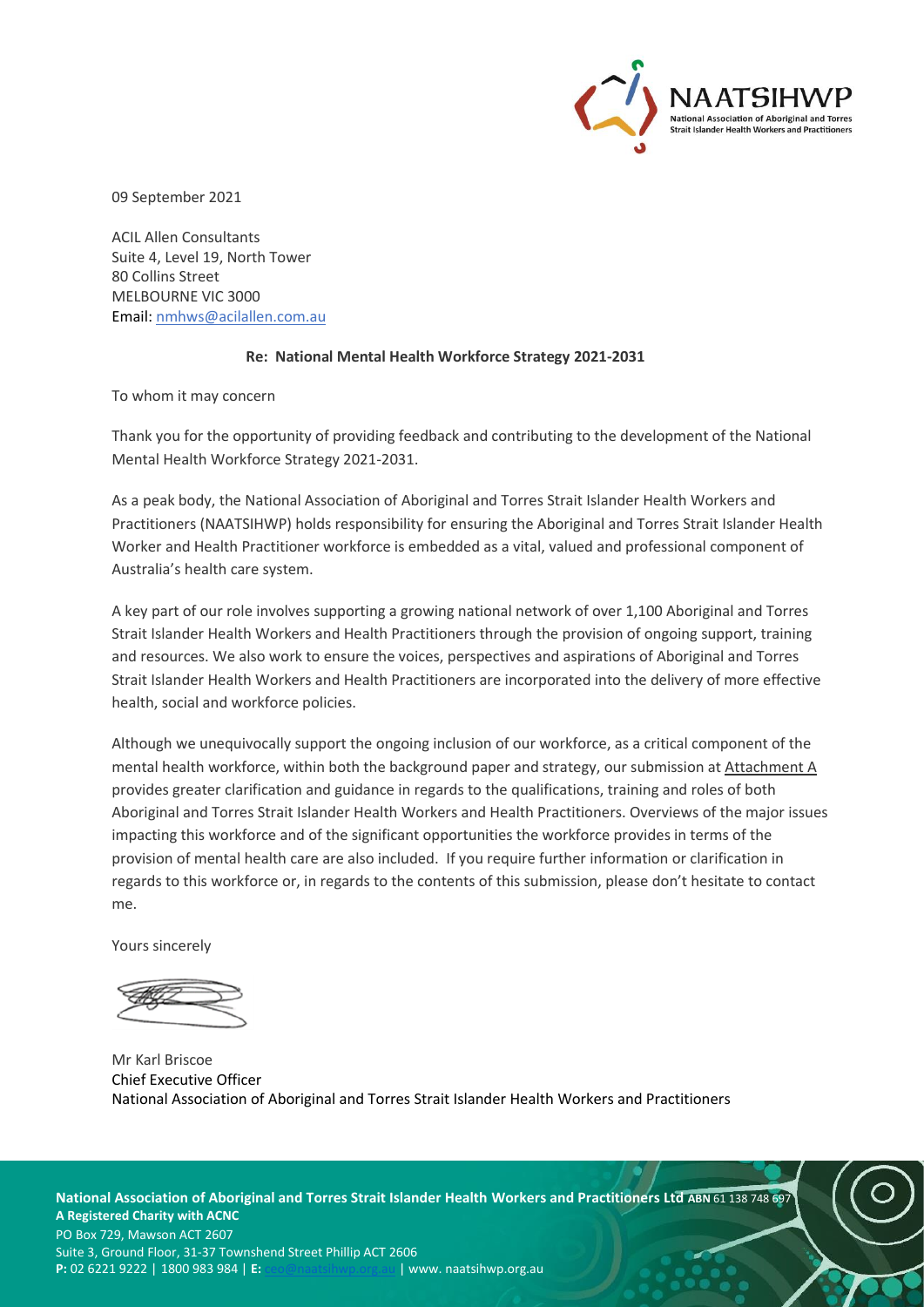NAATSIHWP
National Association of Aboriginal and Torres Strait Islander Health Workers and Practitioners

09 September 2021

ACIL Allen Consultants
Suite 4, Level 19, North Tower
80 Collins Street
MELBOURNE VIC 3000
Email: nmhws@acilallen.com.au

**Re: National Mental Health Workforce Strategy 2021-2031**

To whom it may concern

Thank you for the opportunity of providing feedback and contributing to the development of the National Mental Health Workforce Strategy 2021-2031.

As a peak body, the National Association of Aboriginal and Torres Strait Islander Health Workers and Practitioners (NAATSIHWP) holds responsibility for ensuring the Aboriginal and Torres Strait Islander Health Worker and Health Practitioner workforce is embedded as a vital, valued and professional component of Australia's health care system.

A key part of our role involves supporting a growing national network of over 1,100 Aboriginal and Torres Strait Islander Health Workers and Health Practitioners through the provision of ongoing support, training and resources. We also work to ensure the voices, perspectives and aspirations of Aboriginal and Torres Strait Islander Health Workers and Health Practitioners are incorporated into the delivery of more effective health, social and workforce policies.

Although we unequivocally support the ongoing inclusion of our workforce, as a critical component of the mental health workforce, within both the background paper and strategy, our submission at Attachment A provides greater clarification and guidance in regards to the qualifications, training and roles of both Aboriginal and Torres Strait Islander Health Workers and Health Practitioners. Overviews of the major issues impacting this workforce and of the significant opportunities the workforce provides in terms of the provision of mental health care are also included. If you require further information or clarification in regards to this workforce or, in regards to the contents of this submission, please don't hesitate to contact me.

Yours sincerely

Mr Karl Briscoe
Chief Executive Officer
National Association of Aboriginal and Torres Strait Islander Health Workers and Practitioners

**National Association of Aboriginal and Torres Strait Islander Health Workers and Practitioners Ltd** ABN 61 138 748 697
**A Registered Charity with ACNC**
PO Box 729, Mawson ACT 2607
Suite 3, Ground Floor, 31-37 Townshend Street Phillip ACT 2606
**P:** 02 6221 9222 | 1800 983 984 | **E:** ceo@naatsihwp.org.au | www. naatsihwp.org.au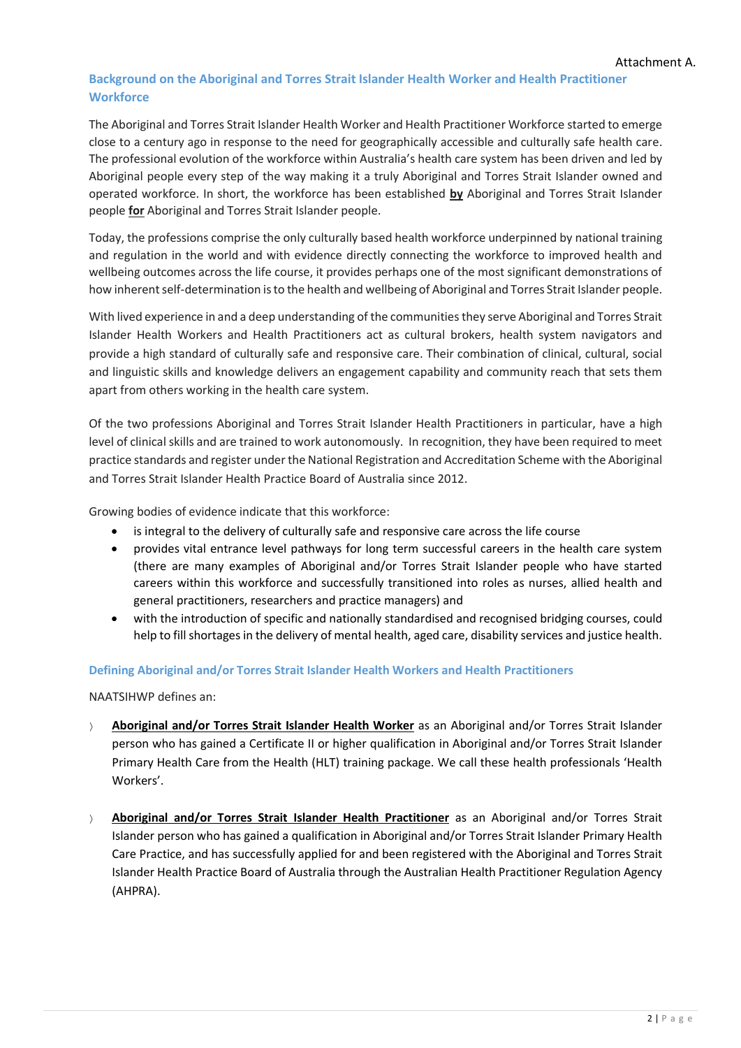Attachment A.

## Background on the Aboriginal and Torres Strait Islander Health Worker and Health Practitioner Workforce

The Aboriginal and Torres Strait Islander Health Worker and Health Practitioner Workforce started to emerge close to a century ago in response to the need for geographically accessible and culturally safe health care. The professional evolution of the workforce within Australia's health care system has been driven and led by Aboriginal people every step of the way making it a truly Aboriginal and Torres Strait Islander owned and operated workforce. In short, the workforce has been established **by** Aboriginal and Torres Strait Islander people **for** Aboriginal and Torres Strait Islander people.

Today, the professions comprise the only culturally based health workforce underpinned by national training and regulation in the world and with evidence directly connecting the workforce to improved health and wellbeing outcomes across the life course, it provides perhaps one of the most significant demonstrations of how inherent self-determination is to the health and wellbeing of Aboriginal and Torres Strait Islander people.

With lived experience in and a deep understanding of the communities they serve Aboriginal and Torres Strait Islander Health Workers and Health Practitioners act as cultural brokers, health system navigators and provide a high standard of culturally safe and responsive care. Their combination of clinical, cultural, social and linguistic skills and knowledge delivers an engagement capability and community reach that sets them apart from others working in the health care system.

Of the two professions Aboriginal and Torres Strait Islander Health Practitioners in particular, have a high level of clinical skills and are trained to work autonomously. In recognition, they have been required to meet practice standards and register under the National Registration and Accreditation Scheme with the Aboriginal and Torres Strait Islander Health Practice Board of Australia since 2012.

Growing bodies of evidence indicate that this workforce:

- is integral to the delivery of culturally safe and responsive care across the life course
- provides vital entrance level pathways for long term successful careers in the health care system (there are many examples of Aboriginal and/or Torres Strait Islander people who have started careers within this workforce and successfully transitioned into roles as nurses, allied health and general practitioners, researchers and practice managers) and
- with the introduction of specific and nationally standardised and recognised bridging courses, could help to fill shortages in the delivery of mental health, aged care, disability services and justice health.

### Defining Aboriginal and/or Torres Strait Islander Health Workers and Health Practitioners

NAATSIHWP defines an:

- **Aboriginal and/or Torres Strait Islander Health Worker** as an Aboriginal and/or Torres Strait Islander person who has gained a Certificate II or higher qualification in Aboriginal and/or Torres Strait Islander Primary Health Care from the Health (HLT) training package. We call these health professionals 'Health Workers'.

- **Aboriginal and/or Torres Strait Islander Health Practitioner** as an Aboriginal and/or Torres Strait Islander person who has gained a qualification in Aboriginal and/or Torres Strait Islander Primary Health Care Practice, and has successfully applied for and been registered with the Aboriginal and Torres Strait Islander Health Practice Board of Australia through the Australian Health Practitioner Regulation Agency (AHPRA).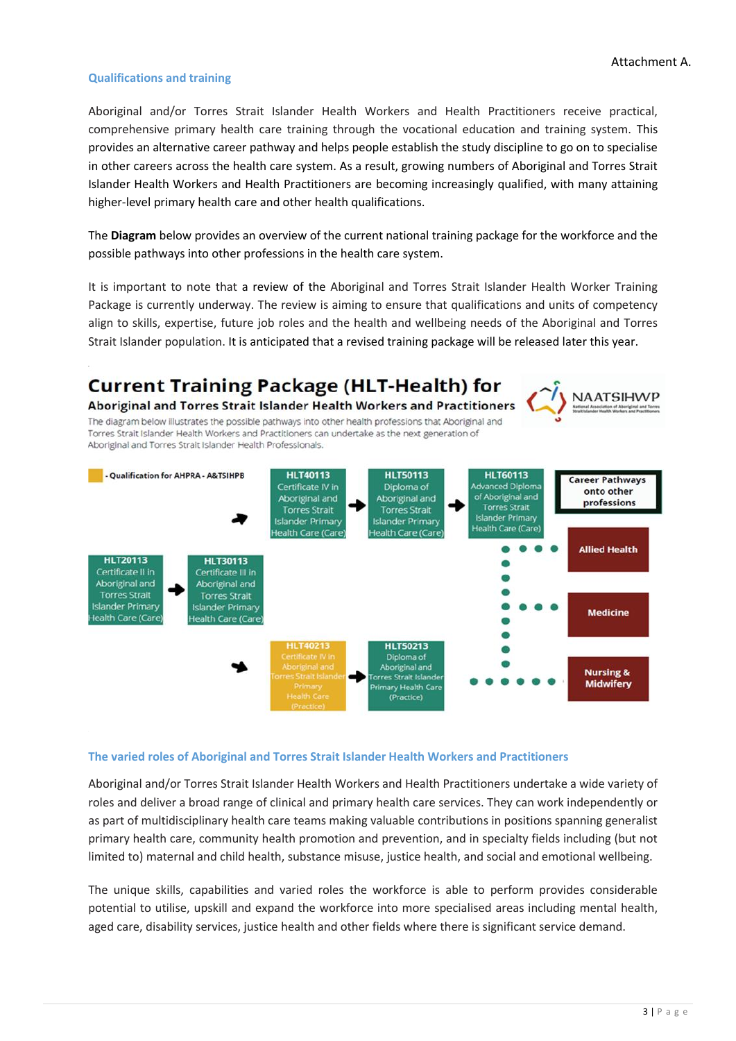Attachment A.

## Qualifications and training

Aboriginal and/or Torres Strait Islander Health Workers and Health Practitioners receive practical, comprehensive primary health care training through the vocational education and training system. This provides an alternative career pathway and helps people establish the study discipline to go on to specialise in other careers across the health care system. As a result, growing numbers of Aboriginal and Torres Strait Islander Health Workers and Health Practitioners are becoming increasingly qualified, with many attaining higher-level primary health care and other health qualifications.

The **Diagram** below provides an overview of the current national training package for the workforce and the possible pathways into other professions in the health care system.

It is important to note that a review of the Aboriginal and Torres Strait Islander Health Worker Training Package is currently underway. The review is aiming to ensure that qualifications and units of competency align to skills, expertise, future job roles and the health and wellbeing needs of the Aboriginal and Torres Strait Islander population. It is anticipated that a revised training package will be released later this year.

# Current Training Package (HLT-Health) for

### Aboriginal and Torres Strait Islander Health Workers and Practitioners

NAATSIHWP – National Association of Aboriginal and Torres Strait Islander Health Workers and Practitioners

The diagram below illustrates the possible pathways into other health professions that Aboriginal and Torres Strait Islander Health Workers and Practitioners can undertake as the next generation of Aboriginal and Torres Strait Islander Health Professionals.

- Qualification for AHPRA - A&TSIHPB

- **HLT20113** Certificate II in Aboriginal and Torres Strait Islander Primary Health Care (Care) → **HLT30113** Certificate III in Aboriginal and Torres Strait Islander Primary Health Care (Care)
- → **HLT40113** Certificate IV in Aboriginal and Torres Strait Islander Primary Health Care (Care) → **HLT50113** Diploma of Aboriginal and Torres Strait Islander Primary Health Care (Care) → **HLT60113** Advanced Diploma of Aboriginal and Torres Strait Islander Primary Health Care (Care)
- → **HLT40213** Certificate IV in Aboriginal and Torres Strait Islander Primary Health Care (Practice) → **HLT50213** Diploma of Aboriginal and Torres Strait Islander Primary Health Care (Practice)

**Career Pathways onto other professions**

- **Allied Health**
- **Medicine**
- **Nursing & Midwifery**

## The varied roles of Aboriginal and Torres Strait Islander Health Workers and Practitioners

Aboriginal and/or Torres Strait Islander Health Workers and Health Practitioners undertake a wide variety of roles and deliver a broad range of clinical and primary health care services. They can work independently or as part of multidisciplinary health care teams making valuable contributions in positions spanning generalist primary health care, community health promotion and prevention, and in specialty fields including (but not limited to) maternal and child health, substance misuse, justice health, and social and emotional wellbeing.

The unique skills, capabilities and varied roles the workforce is able to perform provides considerable potential to utilise, upskill and expand the workforce into more specialised areas including mental health, aged care, disability services, justice health and other fields where there is significant service demand.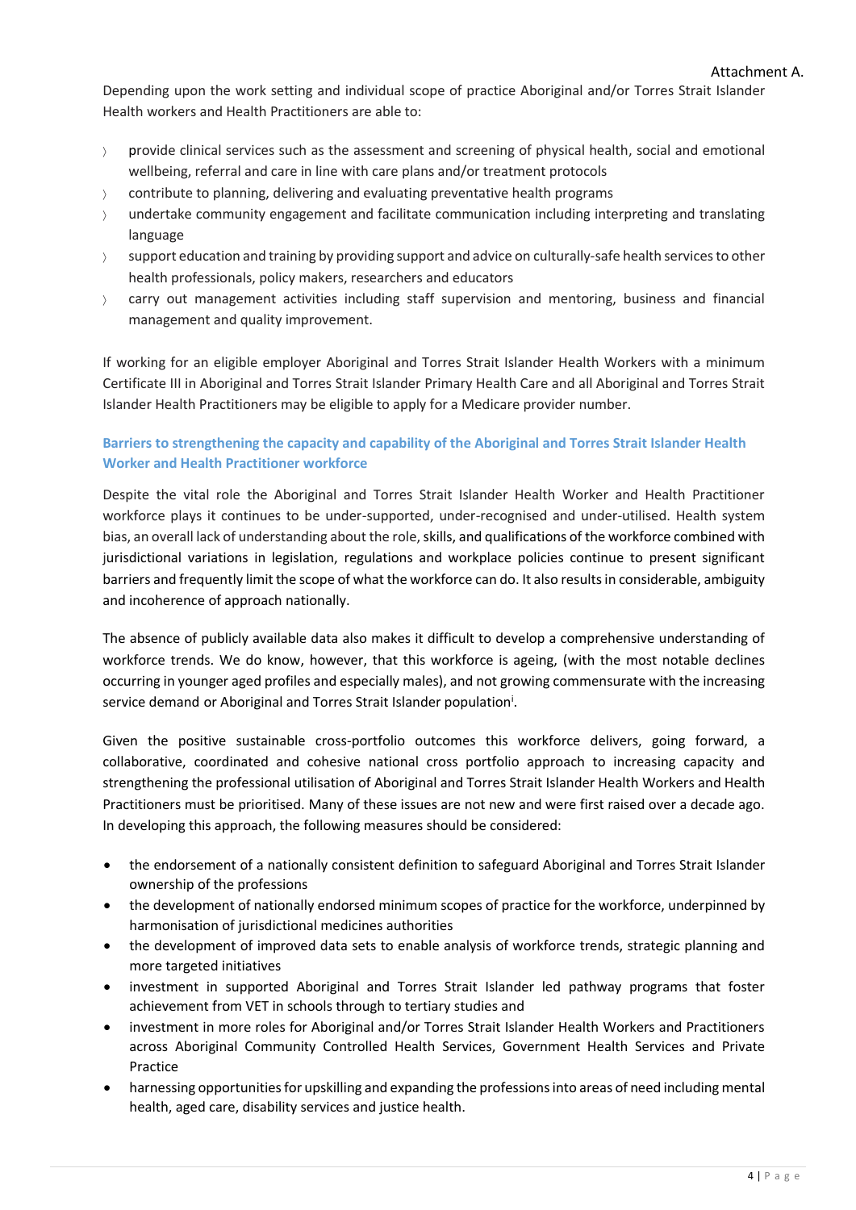Attachment A.

Depending upon the work setting and individual scope of practice Aboriginal and/or Torres Strait Islander Health workers and Health Practitioners are able to:

- provide clinical services such as the assessment and screening of physical health, social and emotional wellbeing, referral and care in line with care plans and/or treatment protocols
- contribute to planning, delivering and evaluating preventative health programs
- undertake community engagement and facilitate communication including interpreting and translating language
- support education and training by providing support and advice on culturally-safe health services to other health professionals, policy makers, researchers and educators
- carry out management activities including staff supervision and mentoring, business and financial management and quality improvement.

If working for an eligible employer Aboriginal and Torres Strait Islander Health Workers with a minimum Certificate III in Aboriginal and Torres Strait Islander Primary Health Care and all Aboriginal and Torres Strait Islander Health Practitioners may be eligible to apply for a Medicare provider number.

### Barriers to strengthening the capacity and capability of the Aboriginal and Torres Strait Islander Health Worker and Health Practitioner workforce

Despite the vital role the Aboriginal and Torres Strait Islander Health Worker and Health Practitioner workforce plays it continues to be under-supported, under-recognised and under-utilised. Health system bias, an overall lack of understanding about the role, skills, and qualifications of the workforce combined with jurisdictional variations in legislation, regulations and workplace policies continue to present significant barriers and frequently limit the scope of what the workforce can do. It also results in considerable, ambiguity and incoherence of approach nationally.

The absence of publicly available data also makes it difficult to develop a comprehensive understanding of workforce trends. We do know, however, that this workforce is ageing, (with the most notable declines occurring in younger aged profiles and especially males), and not growing commensurate with the increasing service demand or Aboriginal and Torres Strait Islander population[i].

Given the positive sustainable cross-portfolio outcomes this workforce delivers, going forward, a collaborative, coordinated and cohesive national cross portfolio approach to increasing capacity and strengthening the professional utilisation of Aboriginal and Torres Strait Islander Health Workers and Health Practitioners must be prioritised. Many of these issues are not new and were first raised over a decade ago. In developing this approach, the following measures should be considered:

- the endorsement of a nationally consistent definition to safeguard Aboriginal and Torres Strait Islander ownership of the professions
- the development of nationally endorsed minimum scopes of practice for the workforce, underpinned by harmonisation of jurisdictional medicines authorities
- the development of improved data sets to enable analysis of workforce trends, strategic planning and more targeted initiatives
- investment in supported Aboriginal and Torres Strait Islander led pathway programs that foster achievement from VET in schools through to tertiary studies and
- investment in more roles for Aboriginal and/or Torres Strait Islander Health Workers and Practitioners across Aboriginal Community Controlled Health Services, Government Health Services and Private Practice
- harnessing opportunities for upskilling and expanding the professions into areas of need including mental health, aged care, disability services and justice health.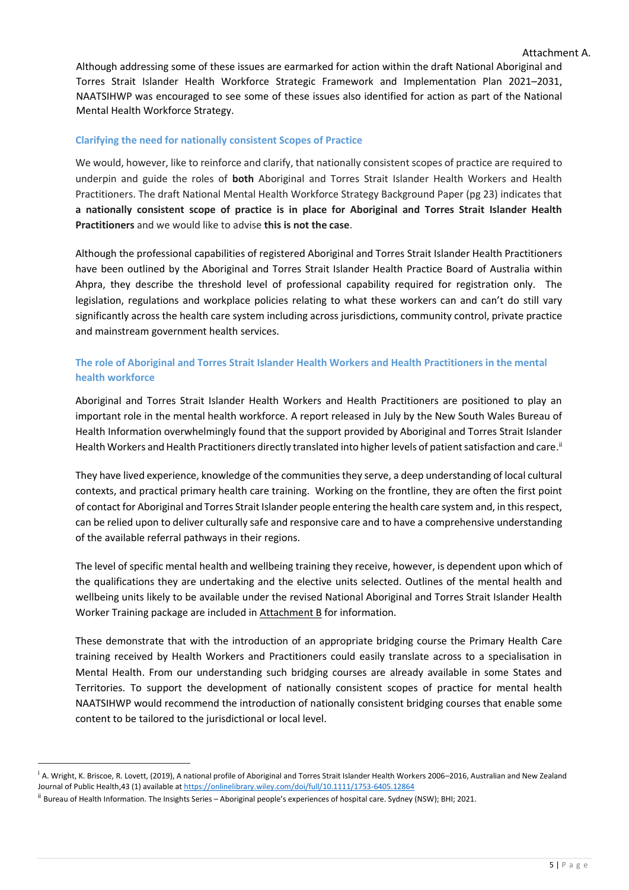Attachment A.

Although addressing some of these issues are earmarked for action within the draft National Aboriginal and Torres Strait Islander Health Workforce Strategic Framework and Implementation Plan 2021–2031, NAATSIHWP was encouraged to see some of these issues also identified for action as part of the National Mental Health Workforce Strategy.

### Clarifying the need for nationally consistent Scopes of Practice

We would, however, like to reinforce and clarify, that nationally consistent scopes of practice are required to underpin and guide the roles of **both** Aboriginal and Torres Strait Islander Health Workers and Health Practitioners. The draft National Mental Health Workforce Strategy Background Paper (pg 23) indicates that **a nationally consistent scope of practice is in place for Aboriginal and Torres Strait Islander Health Practitioners** and we would like to advise **this is not the case**.

Although the professional capabilities of registered Aboriginal and Torres Strait Islander Health Practitioners have been outlined by the Aboriginal and Torres Strait Islander Health Practice Board of Australia within Ahpra, they describe the threshold level of professional capability required for registration only. The legislation, regulations and workplace policies relating to what these workers can and can't do still vary significantly across the health care system including across jurisdictions, community control, private practice and mainstream government health services.

### The role of Aboriginal and Torres Strait Islander Health Workers and Health Practitioners in the mental health workforce

Aboriginal and Torres Strait Islander Health Workers and Health Practitioners are positioned to play an important role in the mental health workforce. A report released in July by the New South Wales Bureau of Health Information overwhelmingly found that the support provided by Aboriginal and Torres Strait Islander Health Workers and Health Practitioners directly translated into higher levels of patient satisfaction and care.[ii]

They have lived experience, knowledge of the communities they serve, a deep understanding of local cultural contexts, and practical primary health care training. Working on the frontline, they are often the first point of contact for Aboriginal and Torres Strait Islander people entering the health care system and, in this respect, can be relied upon to deliver culturally safe and responsive care and to have a comprehensive understanding of the available referral pathways in their regions.

The level of specific mental health and wellbeing training they receive, however, is dependent upon which of the qualifications they are undertaking and the elective units selected. Outlines of the mental health and wellbeing units likely to be available under the revised National Aboriginal and Torres Strait Islander Health Worker Training package are included in Attachment B for information.

These demonstrate that with the introduction of an appropriate bridging course the Primary Health Care training received by Health Workers and Practitioners could easily translate across to a specialisation in Mental Health. From our understanding such bridging courses are already available in some States and Territories. To support the development of nationally consistent scopes of practice for mental health NAATSIHWP would recommend the introduction of nationally consistent bridging courses that enable some content to be tailored to the jurisdictional or local level.

---

[i] A. Wright, K. Briscoe, R. Lovett, (2019), A national profile of Aboriginal and Torres Strait Islander Health Workers 2006–2016, Australian and New Zealand Journal of Public Health,43 (1) available at https://onlinelibrary.wiley.com/doi/full/10.1111/1753-6405.12864

[ii] Bureau of Health Information. The Insights Series – Aboriginal people's experiences of hospital care. Sydney (NSW); BHI; 2021.